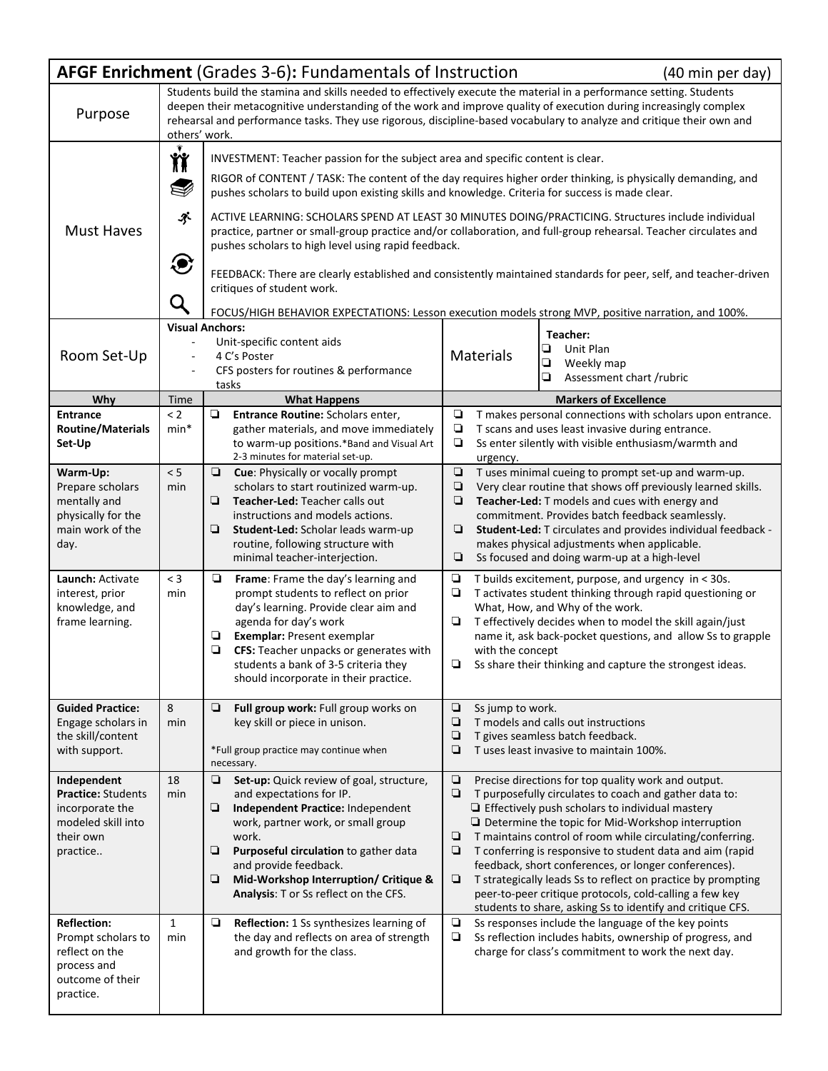# AFGF Enrichment (Grades 3-6): Fundamentals of Instruction (40 min per day)

| | |
|---|---|
| Purpose | Students build the stamina and skills needed to effectively execute the material in a performance setting. Students deepen their metacognitive understanding of the work and improve quality of execution during increasingly complex rehearsal and performance tasks. They use rigorous, discipline-based vocabulary to analyze and critique their own and others' work. |
| Must Haves | INVESTMENT: Teacher passion for the subject area and specific content is clear.<br>RIGOR of CONTENT / TASK: The content of the day requires higher order thinking, is physically demanding, and pushes scholars to build upon existing skills and knowledge. Criteria for success is made clear.<br>ACTIVE LEARNING: SCHOLARS SPEND AT LEAST 30 MINUTES DOING/PRACTICING. Structures include individual practice, partner or small-group practice and/or collaboration, and full-group rehearsal. Teacher circulates and pushes scholars to high level using rapid feedback.<br>FEEDBACK: There are clearly established and consistently maintained standards for peer, self, and teacher-driven critiques of student work.<br>FOCUS/HIGH BEHAVIOR EXPECTATIONS: Lesson execution models strong MVP, positive narration, and 100%. |
| Room Set-Up | **Visual Anchors:**<br>- Unit-specific content aids<br>- 4 C's Poster<br>- CFS posters for routines & performance tasks |
| Materials | **Teacher:**<br>❏ Unit Plan<br>❏ Weekly map<br>❏ Assessment chart /rubric |

| Why | Time | What Happens | Markers of Excellence |
|---|---|---|---|
| **Entrance Routine/Materials Set-Up** | < 2 min* | ❏ **Entrance Routine:** Scholars enter, gather materials, and move immediately to warm-up positions.*Band and Visual Art 2-3 minutes for material set-up. | ❏ T makes personal connections with scholars upon entrance.<br>❏ T scans and uses least invasive during entrance.<br>❏ Ss enter silently with visible enthusiasm/warmth and urgency. |
| **Warm-Up:** Prepare scholars mentally and physically for the main work of the day. | < 5 min | ❏ **Cue**: Physically or vocally prompt scholars to start routinized warm-up.<br>❏ **Teacher-Led:** Teacher calls out instructions and models actions.<br>❏ **Student-Led:** Scholar leads warm-up routine, following structure with minimal teacher-interjection. | ❏ T uses minimal cueing to prompt set-up and warm-up.<br>❏ Very clear routine that shows off previously learned skills.<br>❏ **Teacher-Led:** T models and cues with energy and commitment. Provides batch feedback seamlessly.<br>❏ **Student-Led:** T circulates and provides individual feedback - makes physical adjustments when applicable.<br>❏ Ss focused and doing warm-up at a high-level |
| **Launch:** Activate interest, prior knowledge, and frame learning. | < 3 min | ❏ **Frame**: Frame the day's learning and prompt students to reflect on prior day's learning. Provide clear aim and agenda for day's work<br>❏ **Exemplar:** Present exemplar<br>❏ **CFS:** Teacher unpacks or generates with students a bank of 3-5 criteria they should incorporate in their practice. | ❏ T builds excitement, purpose, and urgency in < 30s.<br>❏ T activates student thinking through rapid questioning or What, How, and Why of the work.<br>❏ T effectively decides when to model the skill again/just name it, ask back-pocket questions, and allow Ss to grapple with the concept<br>❏ Ss share their thinking and capture the strongest ideas. |
| **Guided Practice:** Engage scholars in the skill/content with support. | 8 min | ❏ **Full group work:** Full group works on key skill or piece in unison.<br><br>*Full group practice may continue when necessary. | ❏ Ss jump to work.<br>❏ T models and calls out instructions<br>❏ T gives seamless batch feedback.<br>❏ T uses least invasive to maintain 100%. |
| **Independent Practice:** Students incorporate the modeled skill into their own practice.. | 18 min | ❏ **Set-up:** Quick review of goal, structure, and expectations for IP.<br>❏ **Independent Practice:** Independent work, partner work, or small group work.<br>❏ **Purposeful circulation** to gather data and provide feedback.<br>❏ **Mid-Workshop Interruption/ Critique & Analysis**: T or Ss reflect on the CFS. | ❏ Precise directions for top quality work and output.<br>❏ T purposefully circulates to coach and gather data to:<br>&nbsp;&nbsp;❏ Effectively push scholars to individual mastery<br>&nbsp;&nbsp;❏ Determine the topic for Mid-Workshop interruption<br>❏ T maintains control of room while circulating/conferring.<br>❏ T conferring is responsive to student data and aim (rapid feedback, short conferences, or longer conferences).<br>❏ T strategically leads Ss to reflect on practice by prompting peer-to-peer critique protocols, cold-calling a few key students to share, asking Ss to identify and critique CFS. |
| **Reflection:** Prompt scholars to reflect on the process and outcome of their practice. | 1 min | ❏ **Reflection:** 1 Ss synthesizes learning of the day and reflects on area of strength and growth for the class. | ❏ Ss responses include the language of the key points<br>❏ Ss reflection includes habits, ownership of progress, and charge for class's commitment to work the next day. |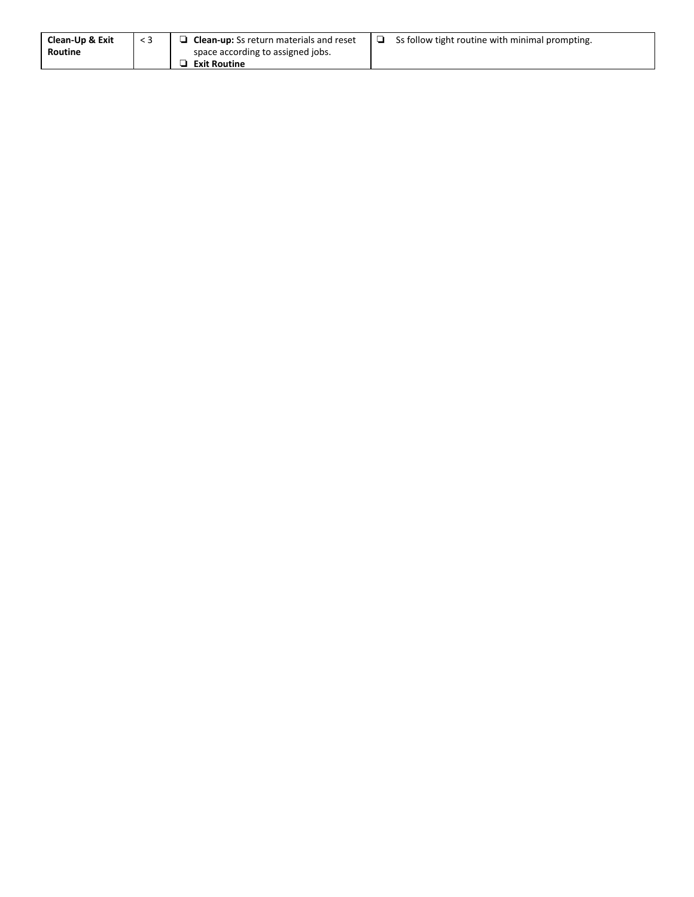| | | | |
|---|---|---|---|
| **Clean-Up & Exit Routine** | < 3 | ❏ **Clean-up:** Ss return materials and reset space according to assigned jobs.<br>❏ **Exit Routine** | ❏ Ss follow tight routine with minimal prompting. |